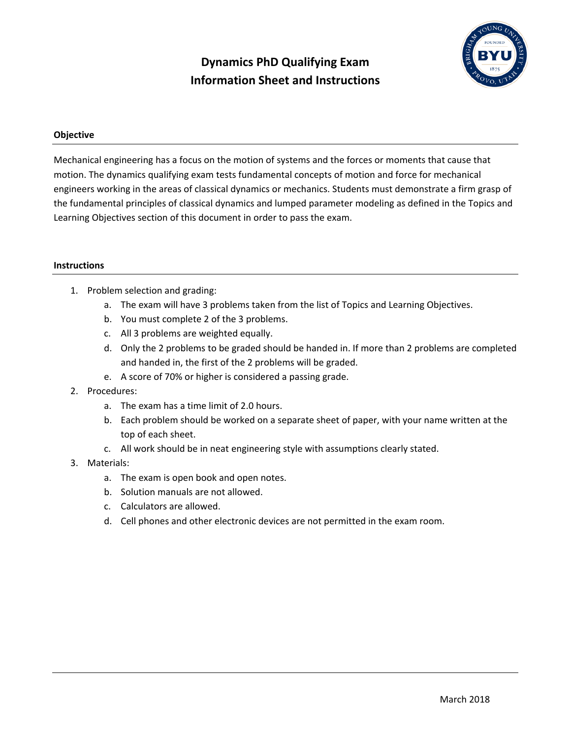# Dynamics PhD Qualifying Exam
# Information Sheet and Instructions

## Objective

Mechanical engineering has a focus on the motion of systems and the forces or moments that cause that motion. The dynamics qualifying exam tests fundamental concepts of motion and force for mechanical engineers working in the areas of classical dynamics or mechanics. Students must demonstrate a firm grasp of the fundamental principles of classical dynamics and lumped parameter modeling as defined in the Topics and Learning Objectives section of this document in order to pass the exam.

## Instructions

1. Problem selection and grading:
   a. The exam will have 3 problems taken from the list of Topics and Learning Objectives.
   b. You must complete 2 of the 3 problems.
   c. All 3 problems are weighted equally.
   d. Only the 2 problems to be graded should be handed in. If more than 2 problems are completed and handed in, the first of the 2 problems will be graded.
   e. A score of 70% or higher is considered a passing grade.
2. Procedures:
   a. The exam has a time limit of 2.0 hours.
   b. Each problem should be worked on a separate sheet of paper, with your name written at the top of each sheet.
   c. All work should be in neat engineering style with assumptions clearly stated.
3. Materials:
   a. The exam is open book and open notes.
   b. Solution manuals are not allowed.
   c. Calculators are allowed.
   d. Cell phones and other electronic devices are not permitted in the exam room.

March 2018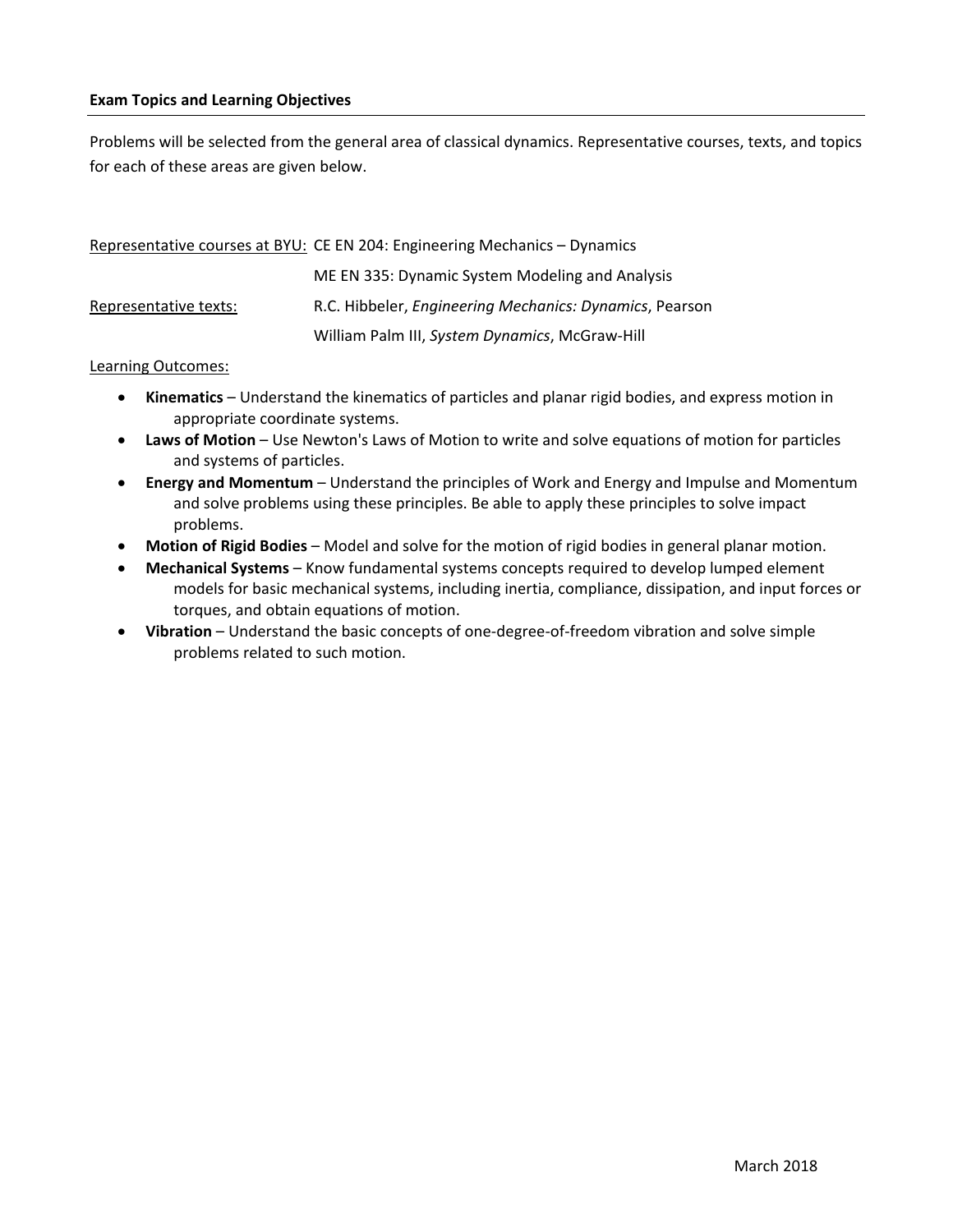**Exam Topics and Learning Objectives**

Problems will be selected from the general area of classical dynamics. Representative courses, texts, and topics for each of these areas are given below.

Representative courses at BYU: CE EN 204: Engineering Mechanics – Dynamics

ME EN 335: Dynamic System Modeling and Analysis

Representative texts: R.C. Hibbeler, *Engineering Mechanics: Dynamics*, Pearson

William Palm III, *System Dynamics*, McGraw-Hill

Learning Outcomes:

- **Kinematics** – Understand the kinematics of particles and planar rigid bodies, and express motion in appropriate coordinate systems.
- **Laws of Motion** – Use Newton's Laws of Motion to write and solve equations of motion for particles and systems of particles.
- **Energy and Momentum** – Understand the principles of Work and Energy and Impulse and Momentum and solve problems using these principles. Be able to apply these principles to solve impact problems.
- **Motion of Rigid Bodies** – Model and solve for the motion of rigid bodies in general planar motion.
- **Mechanical Systems** – Know fundamental systems concepts required to develop lumped element models for basic mechanical systems, including inertia, compliance, dissipation, and input forces or torques, and obtain equations of motion.
- **Vibration** – Understand the basic concepts of one-degree-of-freedom vibration and solve simple problems related to such motion.

March 2018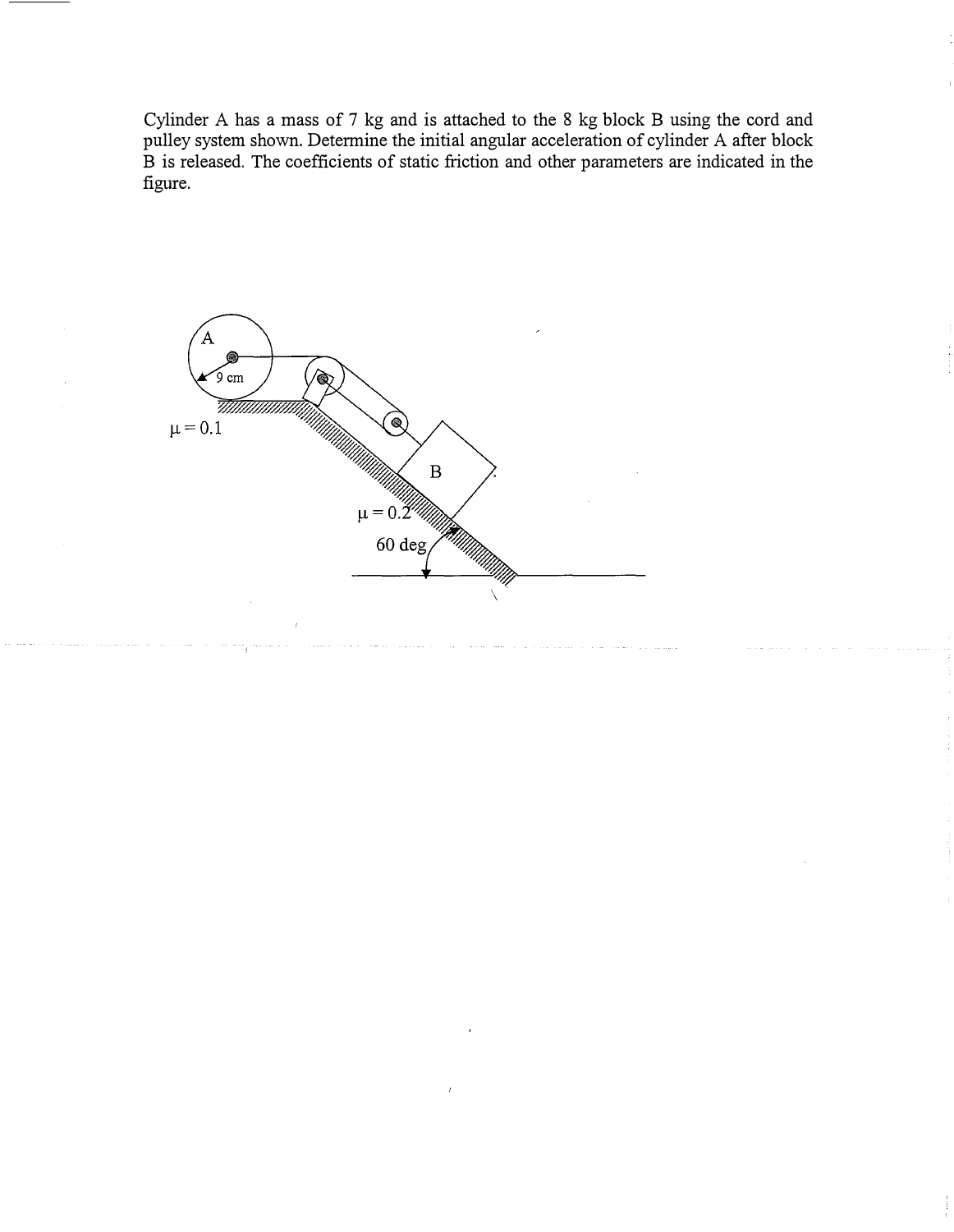Cylinder A has a mass of 7 kg and is attached to the 8 kg block B using the cord and pulley system shown. Determine the initial angular acceleration of cylinder A after block B is released. The coefficients of static friction and other parameters are indicated in the figure.

A

9 cm

$\mu = 0.1$

B

$\mu = 0.2$

60 deg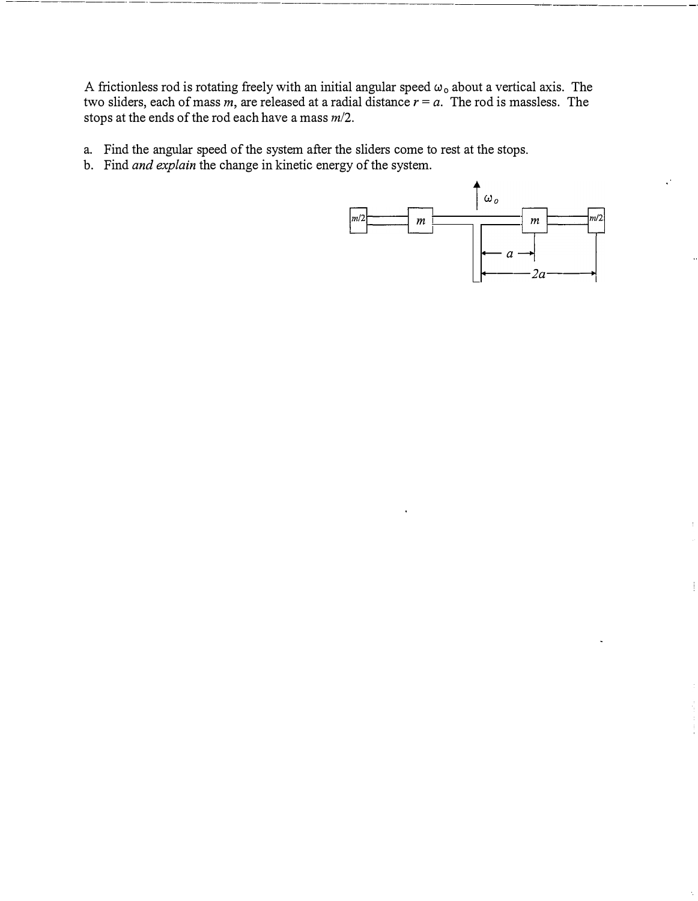A frictionless rod is rotating freely with an initial angular speed $\omega_o$ about a vertical axis. The two sliders, each of mass $m$, are released at a radial distance $r = a$. The rod is massless. The stops at the ends of the rod each have a mass $m/2$.

a. Find the angular speed of the system after the sliders come to rest at the stops.
b. Find *and explain* the change in kinetic energy of the system.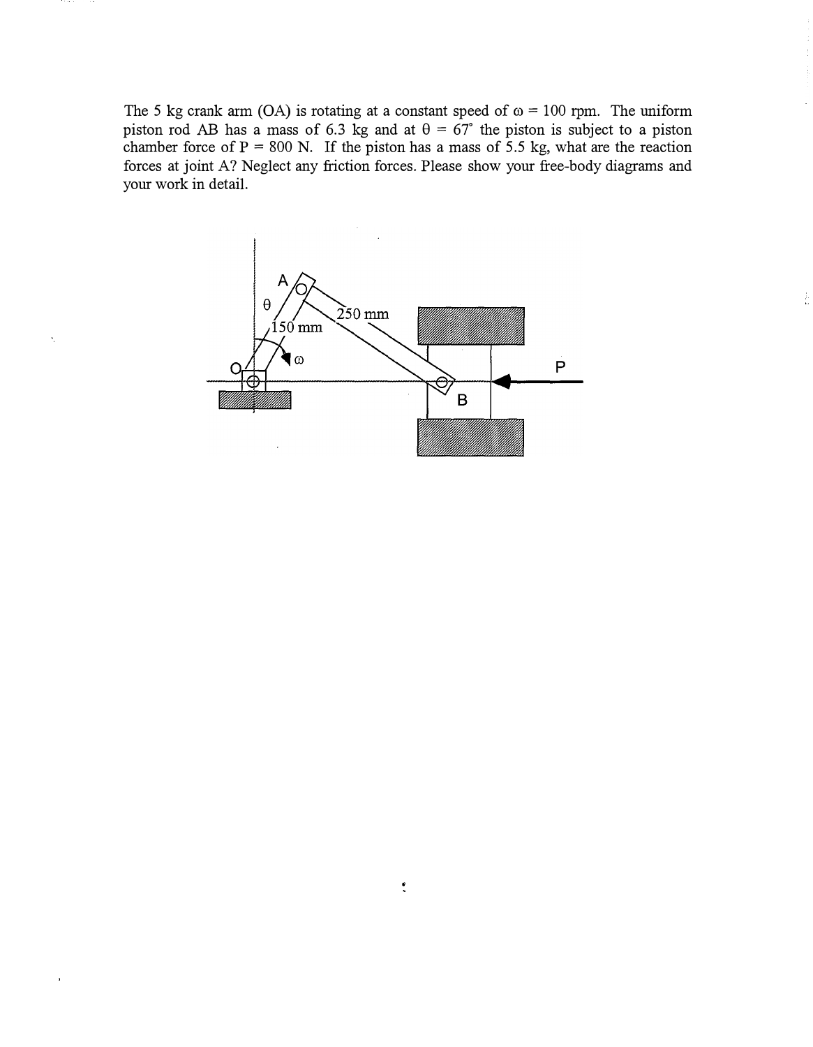The 5 kg crank arm (OA) is rotating at a constant speed of $\omega = 100$ rpm. The uniform piston rod AB has a mass of 6.3 kg and at $\theta = 67^{\circ}$ the piston is subject to a piston chamber force of P = 800 N. If the piston has a mass of 5.5 kg, what are the reaction forces at joint A? Neglect any friction forces. Please show your free-body diagrams and your work in detail.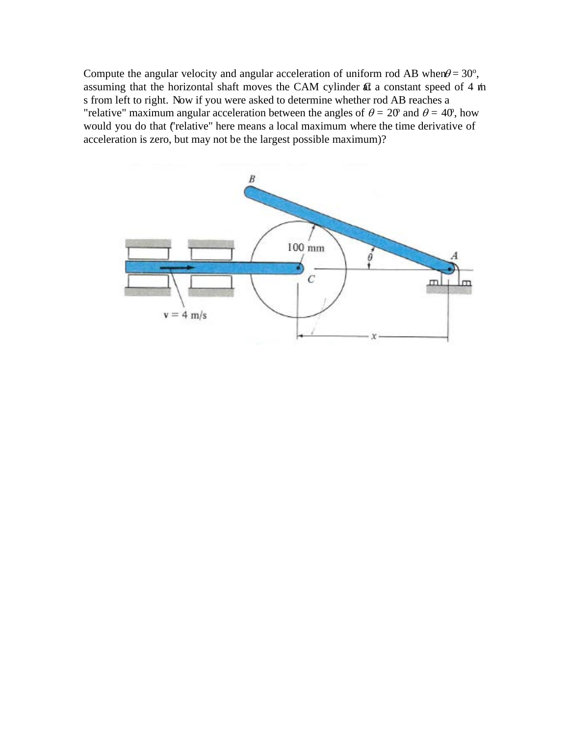Compute the angular velocity and angular acceleration of uniform rod AB when $\theta = 30^{\circ}$, assuming that the horizontal shaft moves the CAM cylinder at C a constant speed of 4 m/s from left to right. Now if you were asked to determine whether rod AB reaches a "relative" maximum angular acceleration between the angles of $\theta = 20^{\circ}$ and $\theta = 40^{\circ}$, how would you do that ("relative" here means a local maximum where the time derivative of acceleration is zero, but may not be the largest possible maximum)?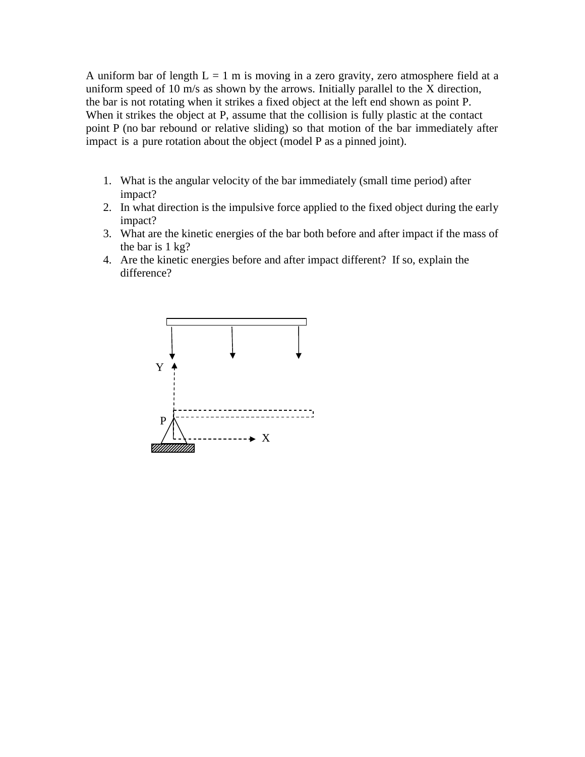A uniform bar of length L = 1 m is moving in a zero gravity, zero atmosphere field at a uniform speed of 10 m/s as shown by the arrows. Initially parallel to the X direction, the bar is not rotating when it strikes a fixed object at the left end shown as point P. When it strikes the object at P, assume that the collision is fully plastic at the contact point P (no bar rebound or relative sliding) so that motion of the bar immediately after impact is a pure rotation about the object (model P as a pinned joint).

1. What is the angular velocity of the bar immediately (small time period) after impact?
2. In what direction is the impulsive force applied to the fixed object during the early impact?
3. What are the kinetic energies of the bar both before and after impact if the mass of the bar is 1 kg?
4. Are the kinetic energies before and after impact different? If so, explain the difference?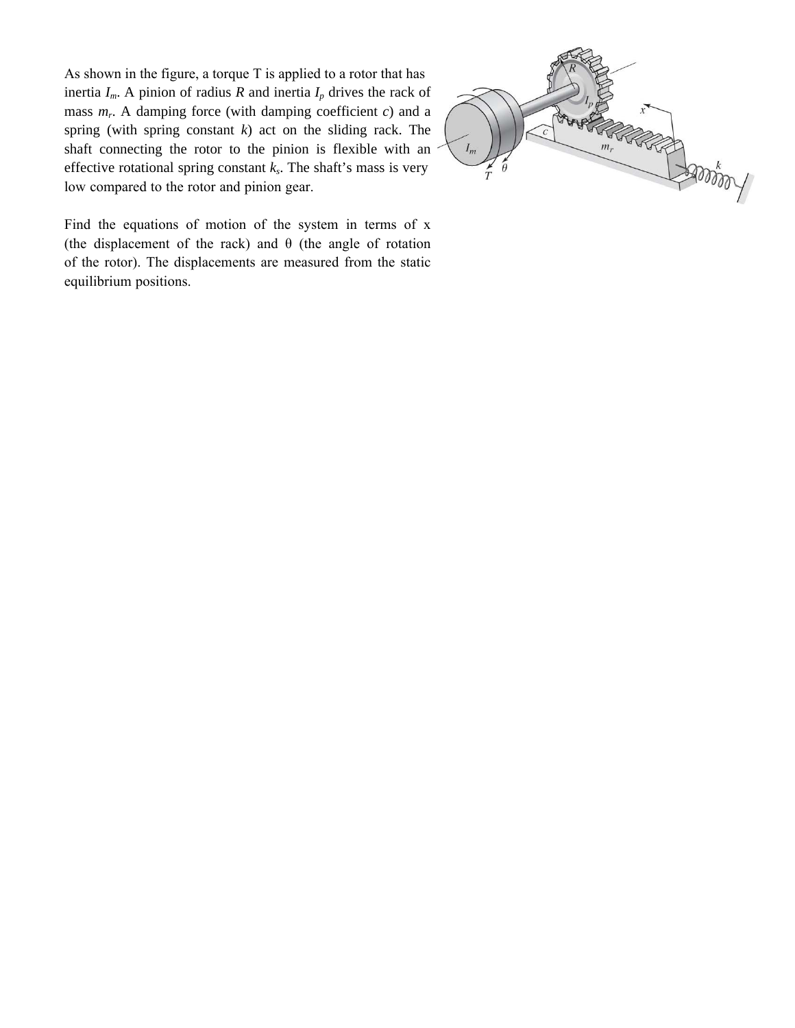As shown in the figure, a torque T is applied to a rotor that has inertia $I_m$. A pinion of radius $R$ and inertia $I_p$ drives the rack of mass $m_r$. A damping force (with damping coefficient $c$) and a spring (with spring constant $k$) act on the sliding rack. The shaft connecting the rotor to the pinion is flexible with an effective rotational spring constant $k_s$. The shaft's mass is very low compared to the rotor and pinion gear.

Find the equations of motion of the system in terms of x (the displacement of the rack) and θ (the angle of rotation of the rotor). The displacements are measured from the static equilibrium positions.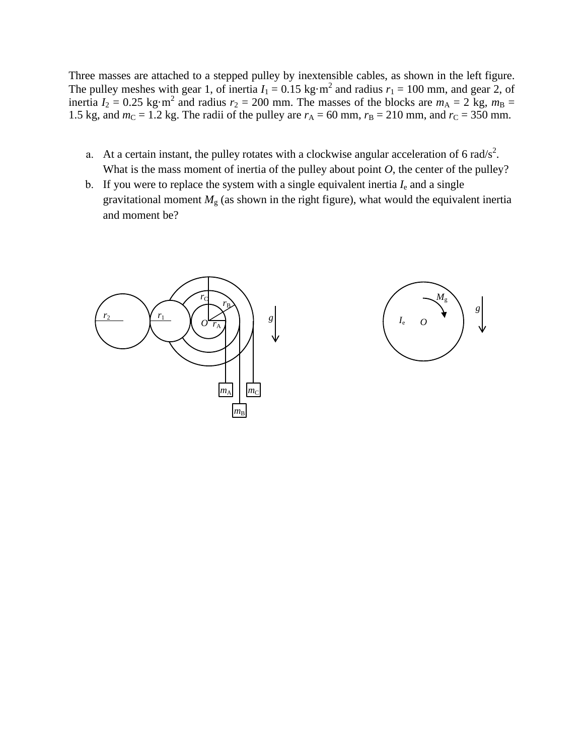Three masses are attached to a stepped pulley by inextensible cables, as shown in the left figure. The pulley meshes with gear 1, of inertia $I_1 = 0.15$ kg·m$^2$ and radius $r_1 = 100$ mm, and gear 2, of inertia $I_2 = 0.25$ kg·m$^2$ and radius $r_2 = 200$ mm. The masses of the blocks are $m_A = 2$ kg, $m_B = 1.5$ kg, and $m_C = 1.2$ kg. The radii of the pulley are $r_A = 60$ mm, $r_B = 210$ mm, and $r_C = 350$ mm.

a. At a certain instant, the pulley rotates with a clockwise angular acceleration of 6 rad/s$^2$. What is the mass moment of inertia of the pulley about point *O*, the center of the pulley?

b. If you were to replace the system with a single equivalent inertia $I_e$ and a single gravitational moment $M_g$ (as shown in the right figure), what would the equivalent inertia and moment be?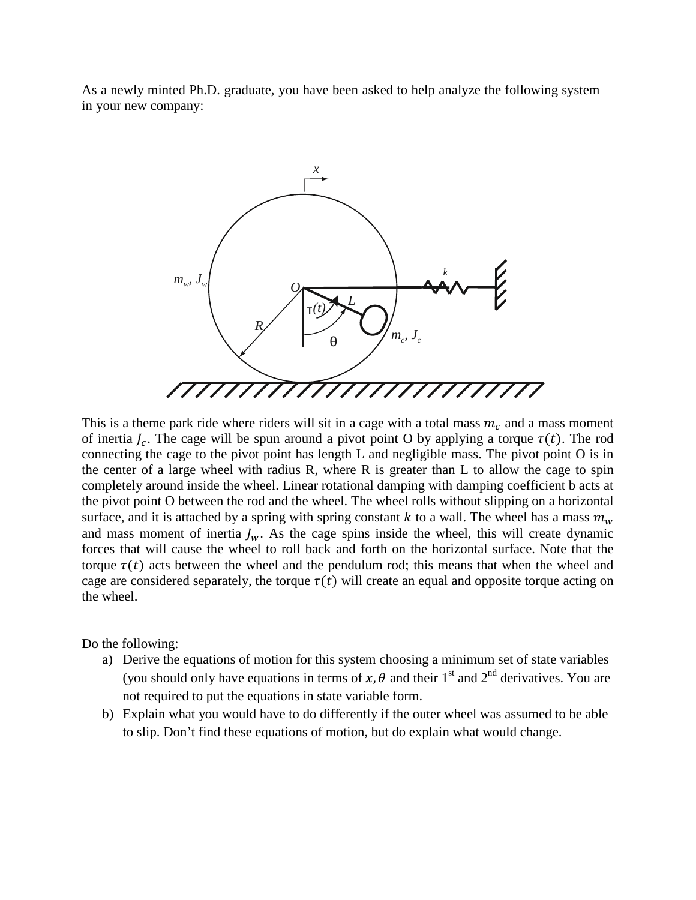As a newly minted Ph.D. graduate, you have been asked to help analyze the following system in your new company:

This is a theme park ride where riders will sit in a cage with a total mass $m_c$ and a mass moment of inertia $J_c$. The cage will be spun around a pivot point O by applying a torque $\tau(t)$. The rod connecting the cage to the pivot point has length L and negligible mass. The pivot point O is in the center of a large wheel with radius R, where R is greater than L to allow the cage to spin completely around inside the wheel. Linear rotational damping with damping coefficient b acts at the pivot point O between the rod and the wheel. The wheel rolls without slipping on a horizontal surface, and it is attached by a spring with spring constant $k$ to a wall. The wheel has a mass $m_w$ and mass moment of inertia $J_w$. As the cage spins inside the wheel, this will create dynamic forces that will cause the wheel to roll back and forth on the horizontal surface. Note that the torque $\tau(t)$ acts between the wheel and the pendulum rod; this means that when the wheel and cage are considered separately, the torque $\tau(t)$ will create an equal and opposite torque acting on the wheel.

Do the following:

a) Derive the equations of motion for this system choosing a minimum set of state variables (you should only have equations in terms of $x, \theta$ and their 1st and 2nd derivatives. You are not required to put the equations in state variable form.

b) Explain what you would have to do differently if the outer wheel was assumed to be able to slip. Don't find these equations of motion, but do explain what would change.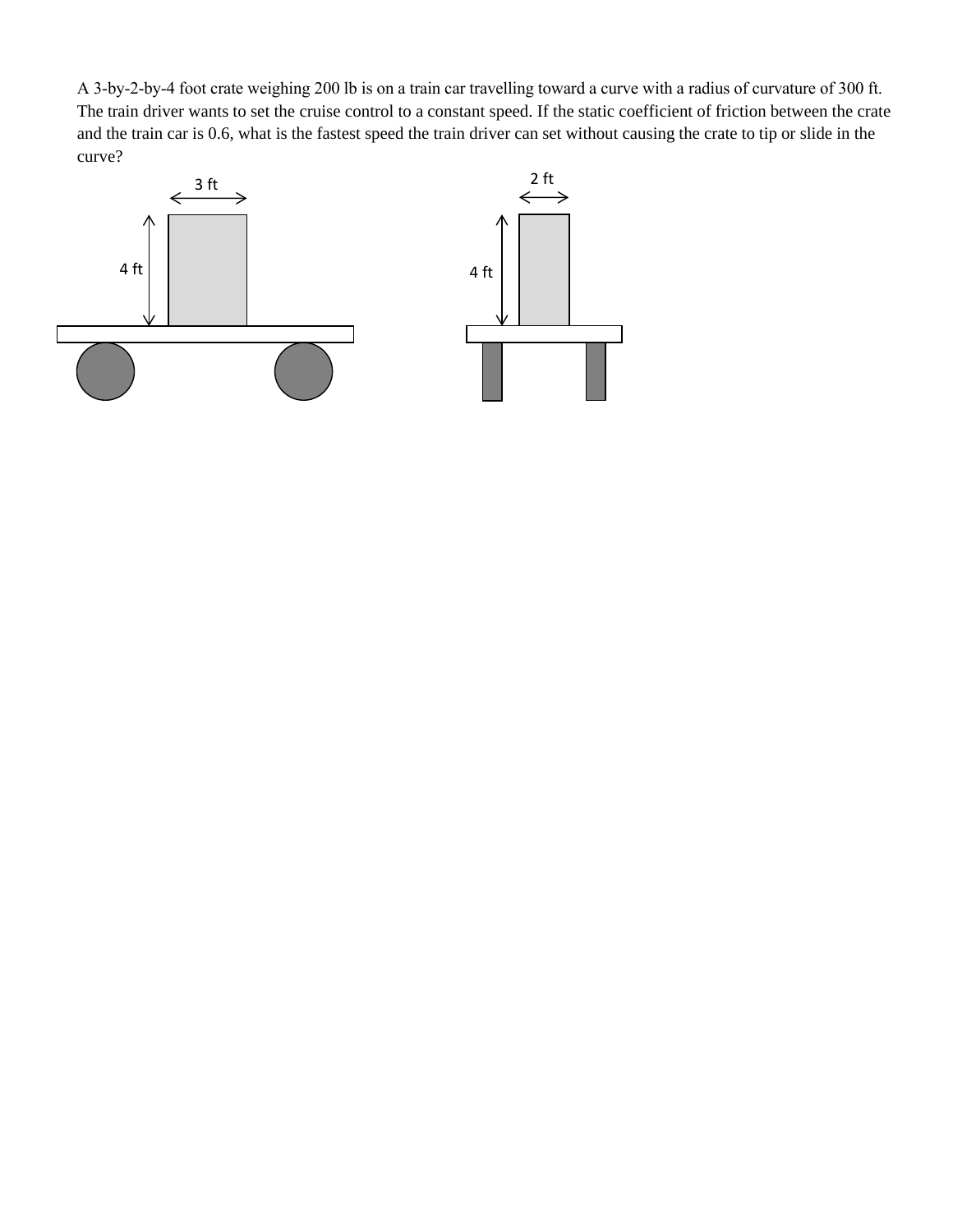A 3-by-2-by-4 foot crate weighing 200 lb is on a train car travelling toward a curve with a radius of curvature of 300 ft. The train driver wants to set the cruise control to a constant speed. If the static coefficient of friction between the crate and the train car is 0.6, what is the fastest speed the train driver can set without causing the crate to tip or slide in the curve?

3 ft

4 ft

2 ft

4 ft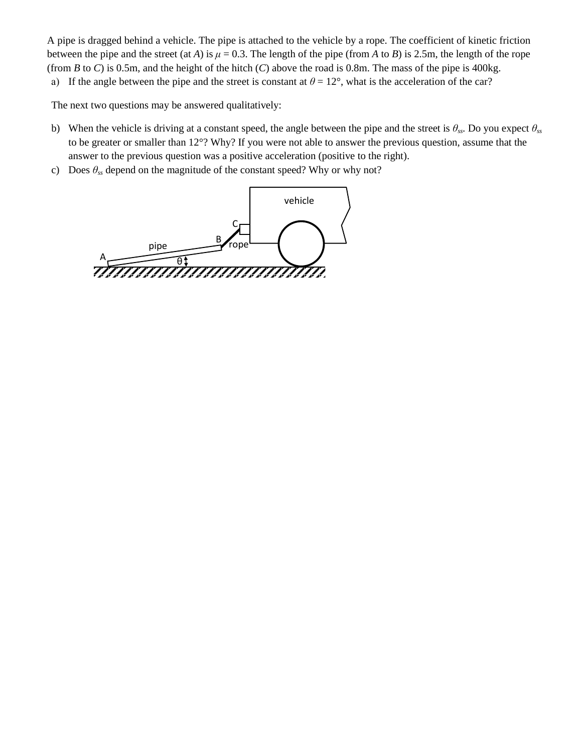A pipe is dragged behind a vehicle. The pipe is attached to the vehicle by a rope. The coefficient of kinetic friction between the pipe and the street (at $A$) is $\mu = 0.3$. The length of the pipe (from $A$ to $B$) is 2.5m, the length of the rope (from $B$ to $C$) is 0.5m, and the height of the hitch ($C$) above the road is 0.8m. The mass of the pipe is 400kg.

a) If the angle between the pipe and the street is constant at $\theta = 12°$, what is the acceleration of the car?

The next two questions may be answered qualitatively:

b) When the vehicle is driving at a constant speed, the angle between the pipe and the street is $\theta_{ss}$. Do you expect $\theta_{ss}$ to be greater or smaller than 12°? Why? If you were not able to answer the previous question, assume that the answer to the previous question was a positive acceleration (positive to the right).

c) Does $\theta_{ss}$ depend on the magnitude of the constant speed? Why or why not?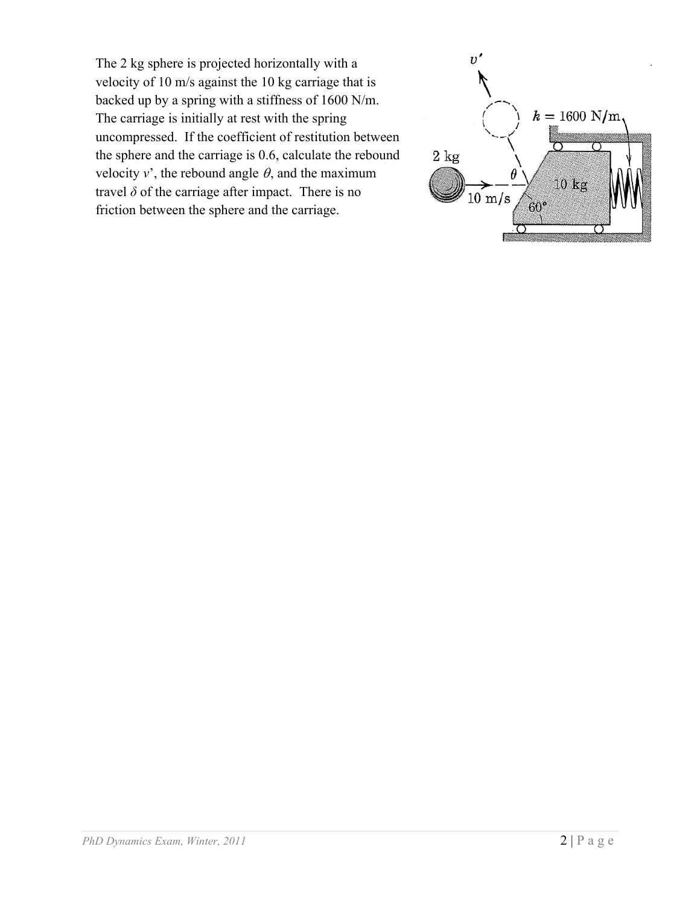The 2 kg sphere is projected horizontally with a velocity of 10 m/s against the 10 kg carriage that is backed up by a spring with a stiffness of 1600 N/m. The carriage is initially at rest with the spring uncompressed. If the coefficient of restitution between the sphere and the carriage is 0.6, calculate the rebound velocity $v'$, the rebound angle $\theta$, and the maximum travel $\delta$ of the carriage after impact. There is no friction between the sphere and the carriage.

$v'$

$k = 1600$ N/m

2 kg

$\theta$

10 kg

10 m/s

60°